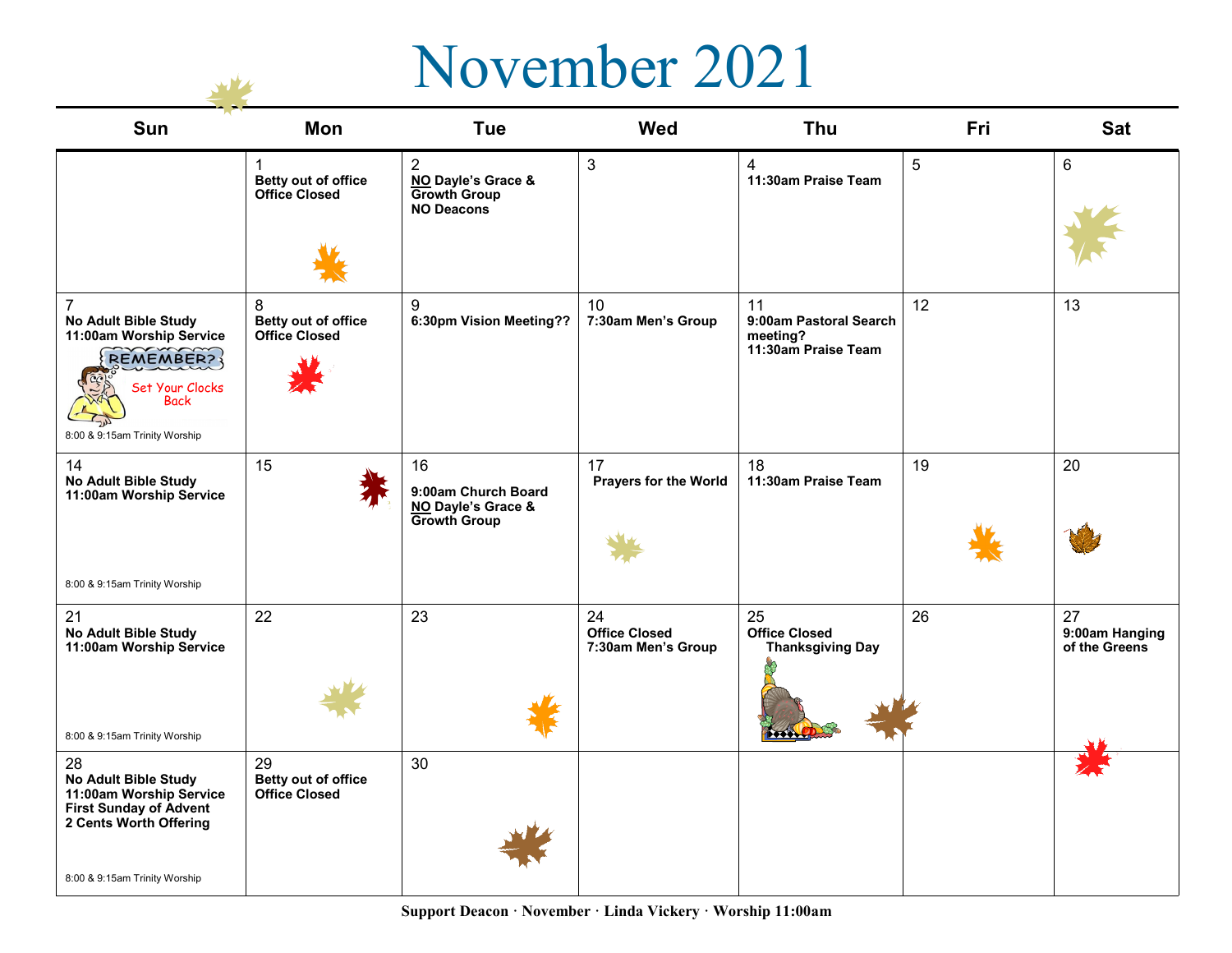# November 2021

| Sun | Mon | Tue | Wed | Thu | Fri | Sat |
|---|---|---|---|---|---|---|
| | 1<br>**Betty out of office**<br>**Office Closed** | 2<br>**NO Dayle's Grace & Growth Group**<br>**NO Deacons** | 3 | 4<br>**11:30am Praise Team** | 5 | 6 |
| 7<br>**No Adult Bible Study**<br>**11:00am Worship Service**<br>REMEMBER? Set Your Clocks Back<br>8:00 & 9:15am Trinity Worship | 8<br>**Betty out of office**<br>**Office Closed** | 9<br>**6:30pm Vision Meeting??** | 10<br>**7:30am Men's Group** | 11<br>**9:00am Pastoral Search meeting?**<br>**11:30am Praise Team** | 12 | 13 |
| 14<br>**No Adult Bible Study**<br>**11:00am Worship Service**<br>8:00 & 9:15am Trinity Worship | 15 | 16<br>**9:00am Church Board**<br>**NO Dayle's Grace & Growth Group** | 17<br>**Prayers for the World** | 18<br>**11:30am Praise Team** | 19 | 20 |
| 21<br>**No Adult Bible Study**<br>**11:00am Worship Service**<br>8:00 & 9:15am Trinity Worship | 22 | 23 | 24<br>**Office Closed**<br>**7:30am Men's Group** | 25<br>**Office Closed**<br>**Thanksgiving Day** | 26 | 27<br>**9:00am Hanging of the Greens** |
| 28<br>**No Adult Bible Study**<br>**11:00am Worship Service**<br>**First Sunday of Advent**<br>**2 Cents Worth Offering**<br>8:00 & 9:15am Trinity Worship | 29<br>**Betty out of office**<br>**Office Closed** | 30 | | | | |

**Support Deacon · November · Linda Vickery · Worship 11:00am**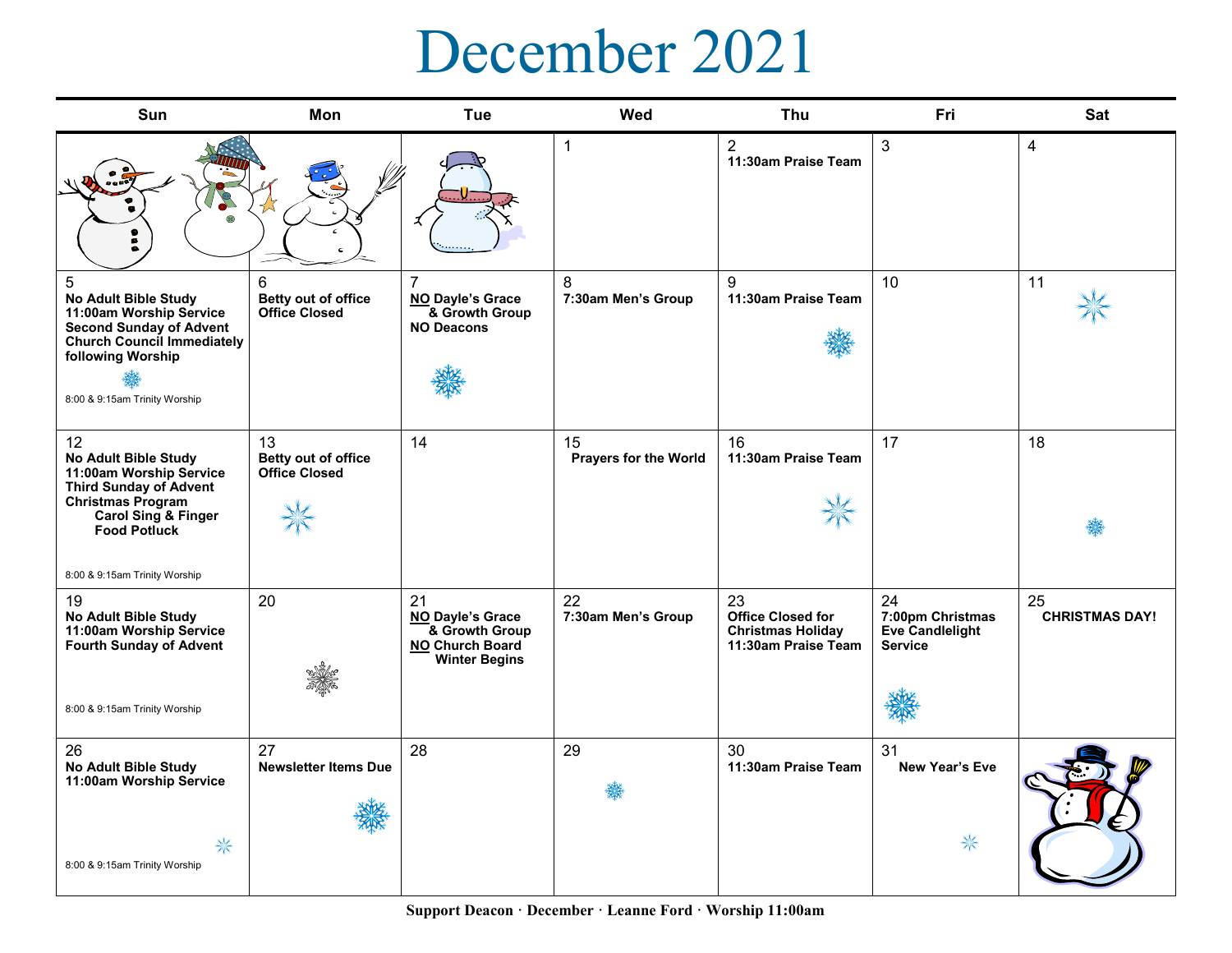# December 2021

| Sun | Mon | Tue | Wed | Thu | Fri | Sat |
|---|---|---|---|---|---|---|
| | | | 1 | 2<br>**11:30am Praise Team** | 3 | 4 |
| 5<br>**No Adult Bible Study**<br>**11:00am Worship Service**<br>**Second Sunday of Advent**<br>**Church Council Immediately following Worship**<br>8:00 & 9:15am Trinity Worship | 6<br>**Betty out of office**<br>**Office Closed** | 7<br>**NO Dayle's Grace & Growth Group**<br>**NO Deacons** | 8<br>**7:30am Men's Group** | 9<br>**11:30am Praise Team** | 10 | 11 |
| 12<br>**No Adult Bible Study**<br>**11:00am Worship Service**<br>**Third Sunday of Advent**<br>**Christmas Program**<br>**Carol Sing & Finger Food Potluck**<br>8:00 & 9:15am Trinity Worship | 13<br>**Betty out of office**<br>**Office Closed** | 14 | 15<br>**Prayers for the World** | 16<br>**11:30am Praise Team** | 17 | 18 |
| 19<br>**No Adult Bible Study**<br>**11:00am Worship Service**<br>**Fourth Sunday of Advent**<br>8:00 & 9:15am Trinity Worship | 20 | 21<br>**NO Dayle's Grace & Growth Group**<br>**NO Church Board**<br>**Winter Begins** | 22<br>**7:30am Men's Group** | 23<br>**Office Closed for Christmas Holiday**<br>**11:30am Praise Team** | 24<br>**7:00pm Christmas Eve Candlelight Service** | 25<br>**CHRISTMAS DAY!** |
| 26<br>**No Adult Bible Study**<br>**11:00am Worship Service**<br>8:00 & 9:15am Trinity Worship | 27<br>**Newsletter Items Due** | 28 | 29 | 30<br>**11:30am Praise Team** | 31<br>**New Year's Eve** | |

**Support Deacon · December · Leanne Ford · Worship 11:00am**